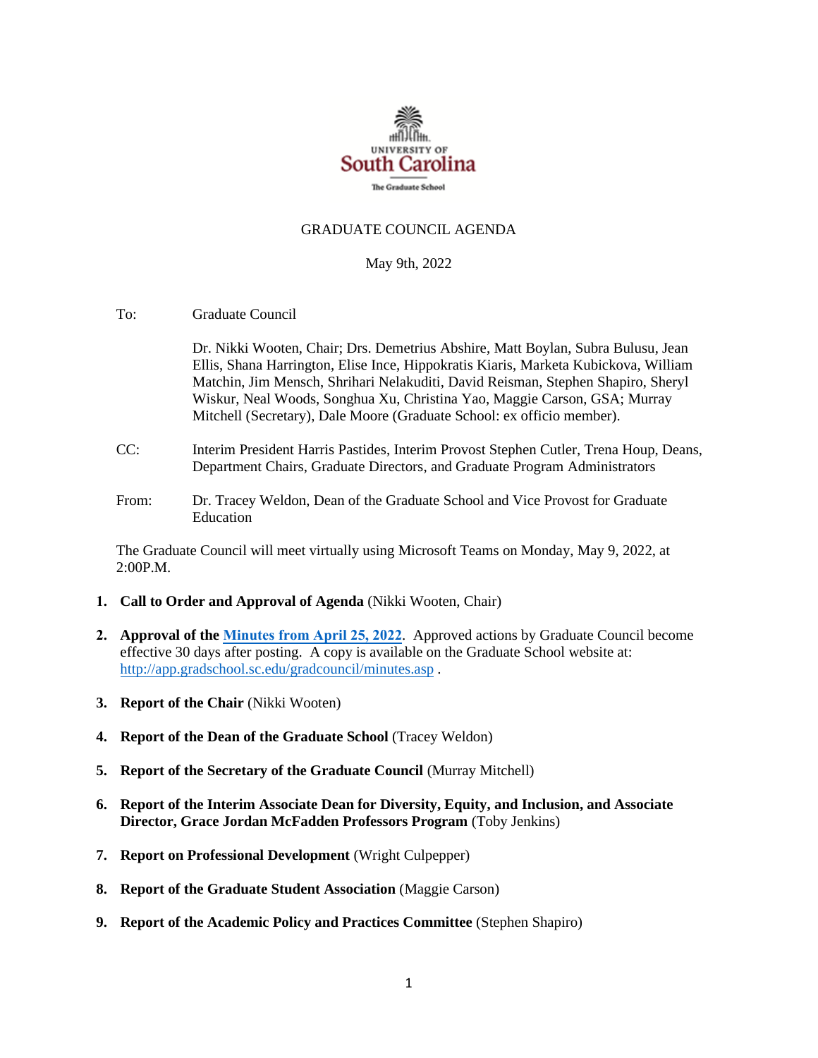UNIVERSITY OF
South Carolina
The Graduate School

GRADUATE COUNCIL AGENDA

May 9th, 2022

To: Graduate Council

Dr. Nikki Wooten, Chair; Drs. Demetrius Abshire, Matt Boylan, Subra Bulusu, Jean Ellis, Shana Harrington, Elise Ince, Hippokratis Kiaris, Marketa Kubickova, William Matchin, Jim Mensch, Shrihari Nelakuditi, David Reisman, Stephen Shapiro, Sheryl Wiskur, Neal Woods, Songhua Xu, Christina Yao, Maggie Carson, GSA; Murray Mitchell (Secretary), Dale Moore (Graduate School: ex officio member).

CC: Interim President Harris Pastides, Interim Provost Stephen Cutler, Trena Houp, Deans, Department Chairs, Graduate Directors, and Graduate Program Administrators

From: Dr. Tracey Weldon, Dean of the Graduate School and Vice Provost for Graduate Education

The Graduate Council will meet virtually using Microsoft Teams on Monday, May 9, 2022, at 2:00P.M.

1. **Call to Order and Approval of Agenda** (Nikki Wooten, Chair)
2. **Approval of the [Minutes from April 25, 2022](http://app.gradschool.sc.edu/gradcouncil/minutes.asp)**. Approved actions by Graduate Council become effective 30 days after posting. A copy is available on the Graduate School website at: http://app.gradschool.sc.edu/gradcouncil/minutes.asp .
3. **Report of the Chair** (Nikki Wooten)
4. **Report of the Dean of the Graduate School** (Tracey Weldon)
5. **Report of the Secretary of the Graduate Council** (Murray Mitchell)
6. **Report of the Interim Associate Dean for Diversity, Equity, and Inclusion, and Associate Director, Grace Jordan McFadden Professors Program** (Toby Jenkins)
7. **Report on Professional Development** (Wright Culpepper)
8. **Report of the Graduate Student Association** (Maggie Carson)
9. **Report of the Academic Policy and Practices Committee** (Stephen Shapiro)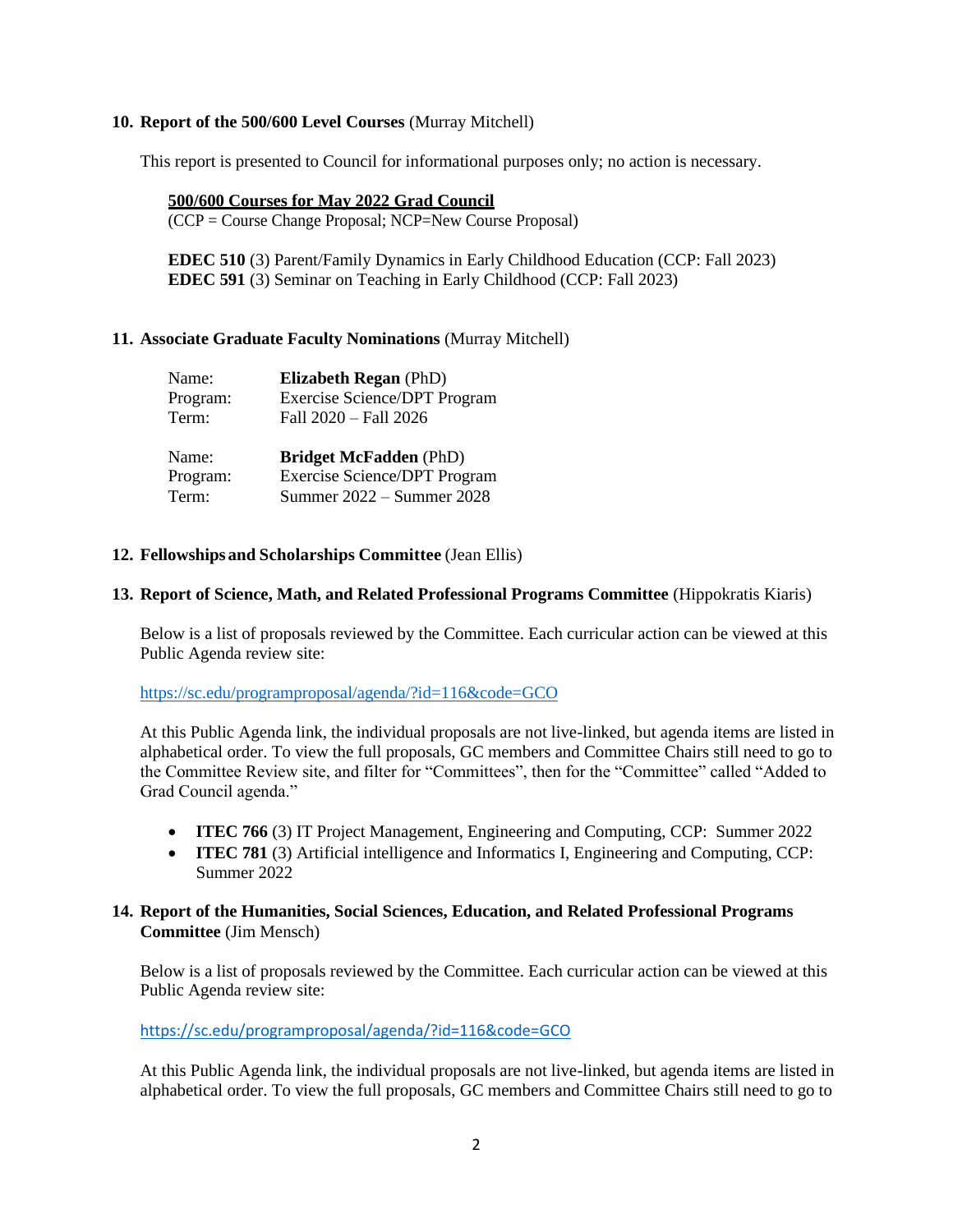**10. Report of the 500/600 Level Courses** (Murray Mitchell)

This report is presented to Council for informational purposes only; no action is necessary.

**500/600 Courses for May 2022 Grad Council**
(CCP = Course Change Proposal; NCP=New Course Proposal)

**EDEC 510** (3) Parent/Family Dynamics in Early Childhood Education (CCP: Fall 2023)
**EDEC 591** (3) Seminar on Teaching in Early Childhood (CCP: Fall 2023)

**11. Associate Graduate Faculty Nominations** (Murray Mitchell)

| | |
|---|---|
| Name: | **Elizabeth Regan** (PhD) |
| Program: | Exercise Science/DPT Program |
| Term: | Fall 2020 – Fall 2026 |
| | |
| Name: | **Bridget McFadden** (PhD) |
| Program: | Exercise Science/DPT Program |
| Term: | Summer 2022 – Summer 2028 |

**12. Fellowships and Scholarships Committee** (Jean Ellis)

**13. Report of Science, Math, and Related Professional Programs Committee** (Hippokratis Kiaris)

Below is a list of proposals reviewed by the Committee. Each curricular action can be viewed at this Public Agenda review site:

https://sc.edu/programproposal/agenda/?id=116&code=GCO

At this Public Agenda link, the individual proposals are not live-linked, but agenda items are listed in alphabetical order. To view the full proposals, GC members and Committee Chairs still need to go to the Committee Review site, and filter for "Committees", then for the "Committee" called "Added to Grad Council agenda."

- **ITEC 766** (3) IT Project Management, Engineering and Computing, CCP: Summer 2022
- **ITEC 781** (3) Artificial intelligence and Informatics I, Engineering and Computing, CCP: Summer 2022

**14. Report of the Humanities, Social Sciences, Education, and Related Professional Programs Committee** (Jim Mensch)

Below is a list of proposals reviewed by the Committee. Each curricular action can be viewed at this Public Agenda review site:

https://sc.edu/programproposal/agenda/?id=116&code=GCO

At this Public Agenda link, the individual proposals are not live-linked, but agenda items are listed in alphabetical order. To view the full proposals, GC members and Committee Chairs still need to go to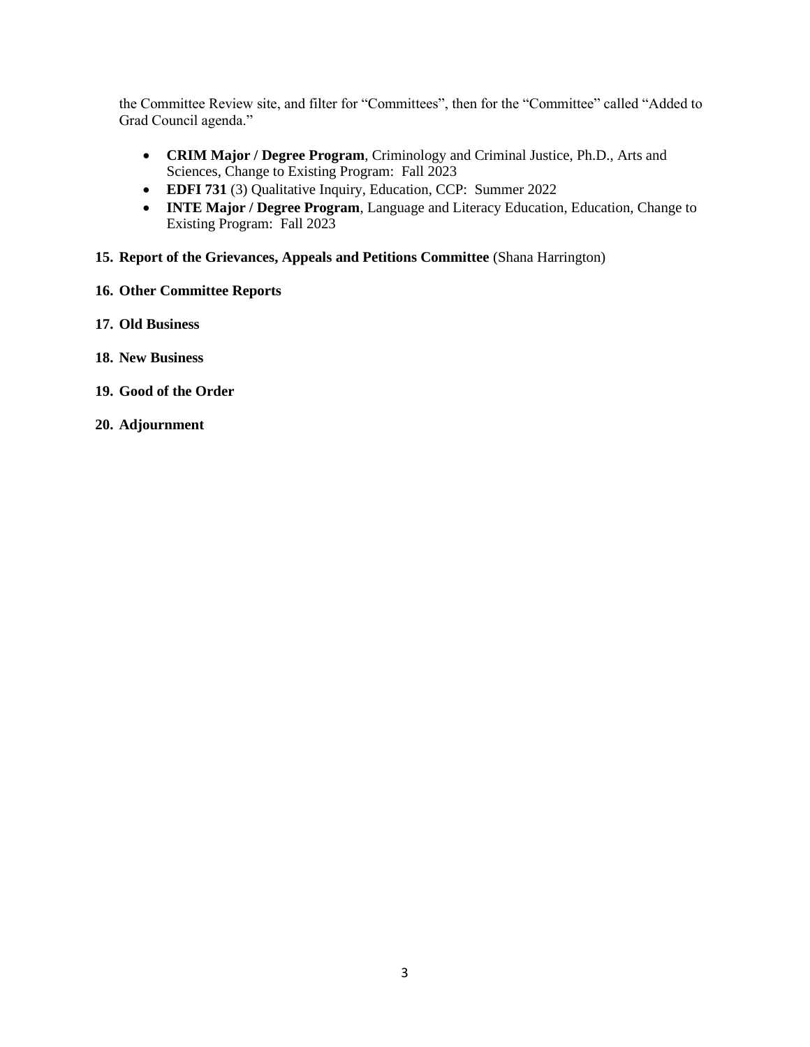the Committee Review site, and filter for "Committees", then for the "Committee" called "Added to Grad Council agenda."

- **CRIM Major / Degree Program**, Criminology and Criminal Justice, Ph.D., Arts and Sciences, Change to Existing Program: Fall 2023
- **EDFI 731** (3) Qualitative Inquiry, Education, CCP: Summer 2022
- **INTE Major / Degree Program**, Language and Literacy Education, Education, Change to Existing Program: Fall 2023

15. **Report of the Grievances, Appeals and Petitions Committee** (Shana Harrington)

16. **Other Committee Reports**

17. **Old Business**

18. **New Business**

19. **Good of the Order**

20. **Adjournment**